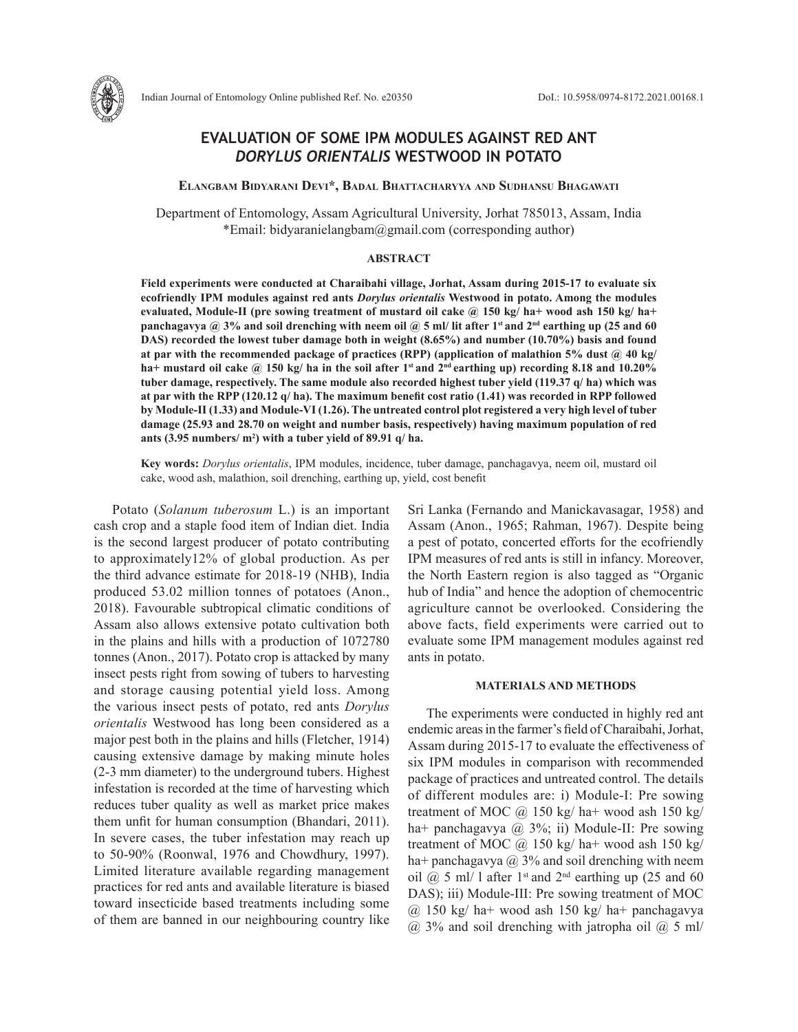# EVALUATION OF SOME IPM MODULES AGAINST RED ANT *DORYLUS ORIENTALIS* WESTWOOD IN POTATO

**Elangbam Bidyarani Devi*, Badal Bhattacharyya and Sudhansu Bhagawati**

Department of Entomology, Assam Agricultural University, Jorhat 785013, Assam, India
*Email: bidyaranielangbam@gmail.com (corresponding author)

### ABSTRACT

**Field experiments were conducted at Charaibahi village, Jorhat, Assam during 2015-17 to evaluate six ecofriendly IPM modules against red ants *Dorylus orientalis* Westwood in potato. Among the modules evaluated, Module-II (pre sowing treatment of mustard oil cake @ 150 kg/ ha+ wood ash 150 kg/ ha+ panchagavya @ 3% and soil drenching with neem oil @ 5 ml/ lit after 1st and 2nd earthing up (25 and 60 DAS) recorded the lowest tuber damage both in weight (8.65%) and number (10.70%) basis and found at par with the recommended package of practices (RPP) (application of malathion 5% dust @ 40 kg/ ha+ mustard oil cake @ 150 kg/ ha in the soil after 1st and 2nd earthing up) recording 8.18 and 10.20% tuber damage, respectively. The same module also recorded highest tuber yield (119.37 q/ ha) which was at par with the RPP (120.12 q/ ha). The maximum benefit cost ratio (1.41) was recorded in RPP followed by Module-II (1.33) and Module-VI (1.26). The untreated control plot registered a very high level of tuber damage (25.93 and 28.70 on weight and number basis, respectively) having maximum population of red ants (3.95 numbers/ m$^2$) with a tuber yield of 89.91 q/ ha.**

**Key words:** *Dorylus orientalis*, IPM modules, incidence, tuber damage, panchagavya, neem oil, mustard oil cake, wood ash, malathion, soil drenching, earthing up, yield, cost benefit

Potato (*Solanum tuberosum* L.) is an important cash crop and a staple food item of Indian diet. India is the second largest producer of potato contributing to approximately12% of global production. As per the third advance estimate for 2018-19 (NHB), India produced 53.02 million tonnes of potatoes (Anon., 2018). Favourable subtropical climatic conditions of Assam also allows extensive potato cultivation both in the plains and hills with a production of 1072780 tonnes (Anon., 2017). Potato crop is attacked by many insect pests right from sowing of tubers to harvesting and storage causing potential yield loss. Among the various insect pests of potato, red ants *Dorylus orientalis* Westwood has long been considered as a major pest both in the plains and hills (Fletcher, 1914) causing extensive damage by making minute holes (2-3 mm diameter) to the underground tubers. Highest infestation is recorded at the time of harvesting which reduces tuber quality as well as market price makes them unfit for human consumption (Bhandari, 2011). In severe cases, the tuber infestation may reach up to 50-90% (Roonwal, 1976 and Chowdhury, 1997). Limited literature available regarding management practices for red ants and available literature is biased toward insecticide based treatments including some of them are banned in our neighbouring country like Sri Lanka (Fernando and Manickavasagar, 1958) and Assam (Anon., 1965; Rahman, 1967). Despite being a pest of potato, concerted efforts for the ecofriendly IPM measures of red ants is still in infancy. Moreover, the North Eastern region is also tagged as "Organic hub of India" and hence the adoption of chemocentric agriculture cannot be overlooked. Considering the above facts, field experiments were carried out to evaluate some IPM management modules against red ants in potato.

## MATERIALS AND METHODS

The experiments were conducted in highly red ant endemic areas in the farmer's field of Charaibahi, Jorhat, Assam during 2015-17 to evaluate the effectiveness of six IPM modules in comparison with recommended package of practices and untreated control. The details of different modules are: i) Module-I: Pre sowing treatment of MOC @ 150 kg/ ha+ wood ash 150 kg/ ha+ panchagavya @ 3%; ii) Module-II: Pre sowing treatment of MOC @ 150 kg/ ha+ wood ash 150 kg/ ha+ panchagavya @ 3% and soil drenching with neem oil @ 5 ml/ l after 1st and 2nd earthing up (25 and 60 DAS); iii) Module-III: Pre sowing treatment of MOC @ 150 kg/ ha+ wood ash 150 kg/ ha+ panchagavya @ 3% and soil drenching with jatropha oil @ 5 ml/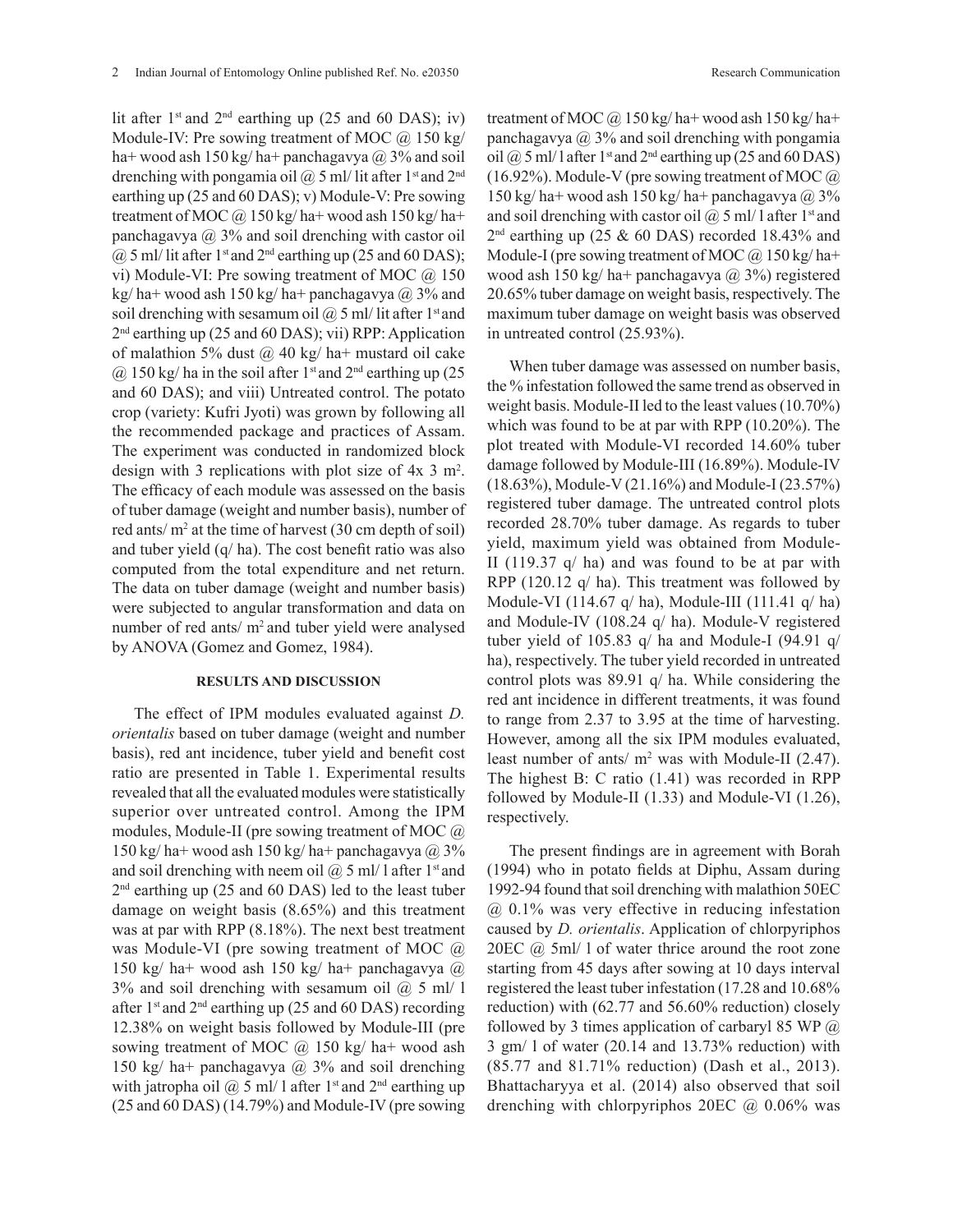lit after 1st and 2nd earthing up (25 and 60 DAS); iv) Module-IV: Pre sowing treatment of MOC @ 150 kg/ ha+ wood ash 150 kg/ ha+ panchagavya @ 3% and soil drenching with pongamia oil @ 5 ml/ lit after 1st and 2nd earthing up (25 and 60 DAS); v) Module-V: Pre sowing treatment of MOC @ 150 kg/ ha+ wood ash 150 kg/ ha+ panchagavya @ 3% and soil drenching with castor oil @ 5 ml/ lit after 1st and 2nd earthing up (25 and 60 DAS); vi) Module-VI: Pre sowing treatment of MOC @ 150 kg/ ha+ wood ash 150 kg/ ha+ panchagavya @ 3% and soil drenching with sesamum oil @ 5 ml/ lit after 1st and 2nd earthing up (25 and 60 DAS); vii) RPP: Application of malathion 5% dust @ 40 kg/ ha+ mustard oil cake @ 150 kg/ ha in the soil after 1st and 2nd earthing up (25 and 60 DAS); and viii) Untreated control. The potato crop (variety: Kufri Jyoti) was grown by following all the recommended package and practices of Assam. The experiment was conducted in randomized block design with 3 replications with plot size of 4x 3 $m^2$. The efficacy of each module was assessed on the basis of tuber damage (weight and number basis), number of red ants/ $m^2$ at the time of harvest (30 cm depth of soil) and tuber yield (q/ ha). The cost benefit ratio was also computed from the total expenditure and net return. The data on tuber damage (weight and number basis) were subjected to angular transformation and data on number of red ants/ $m^2$ and tuber yield were analysed by ANOVA (Gomez and Gomez, 1984).

## RESULTS AND DISCUSSION

The effect of IPM modules evaluated against *D. orientalis* based on tuber damage (weight and number basis), red ant incidence, tuber yield and benefit cost ratio are presented in Table 1. Experimental results revealed that all the evaluated modules were statistically superior over untreated control. Among the IPM modules, Module-II (pre sowing treatment of MOC @ 150 kg/ ha+ wood ash 150 kg/ ha+ panchagavya @ 3% and soil drenching with neem oil @ 5 ml/ l after 1st and 2nd earthing up (25 and 60 DAS) led to the least tuber damage on weight basis (8.65%) and this treatment was at par with RPP (8.18%). The next best treatment was Module-VI (pre sowing treatment of MOC @ 150 kg/ ha+ wood ash 150 kg/ ha+ panchagavya @ 3% and soil drenching with sesamum oil @ 5 ml/ l after 1st and 2nd earthing up (25 and 60 DAS) recording 12.38% on weight basis followed by Module-III (pre sowing treatment of MOC @ 150 kg/ ha+ wood ash 150 kg/ ha+ panchagavya @ 3% and soil drenching with jatropha oil @ 5 ml/ l after 1st and 2nd earthing up (25 and 60 DAS) (14.79%) and Module-IV (pre sowing treatment of MOC @ 150 kg/ ha+ wood ash 150 kg/ ha+ panchagavya @ 3% and soil drenching with pongamia oil @ 5 ml/ l after 1st and 2nd earthing up (25 and 60 DAS) (16.92%). Module-V (pre sowing treatment of MOC @ 150 kg/ ha+ wood ash 150 kg/ ha+ panchagavya @ 3% and soil drenching with castor oil @ 5 ml/ l after 1st and 2nd earthing up (25 & 60 DAS) recorded 18.43% and Module-I (pre sowing treatment of MOC @ 150 kg/ ha+ wood ash 150 kg/ ha+ panchagavya @ 3%) registered 20.65% tuber damage on weight basis, respectively. The maximum tuber damage on weight basis was observed in untreated control (25.93%).

When tuber damage was assessed on number basis, the % infestation followed the same trend as observed in weight basis. Module-II led to the least values (10.70%) which was found to be at par with RPP (10.20%). The plot treated with Module-VI recorded 14.60% tuber damage followed by Module-III (16.89%). Module-IV (18.63%), Module-V (21.16%) and Module-I (23.57%) registered tuber damage. The untreated control plots recorded 28.70% tuber damage. As regards to tuber yield, maximum yield was obtained from Module-II (119.37 q/ ha) and was found to be at par with RPP (120.12 q/ ha). This treatment was followed by Module-VI (114.67 q/ ha), Module-III (111.41 q/ ha) and Module-IV (108.24 q/ ha). Module-V registered tuber yield of 105.83 q/ ha and Module-I (94.91 q/ ha), respectively. The tuber yield recorded in untreated control plots was 89.91 q/ ha. While considering the red ant incidence in different treatments, it was found to range from 2.37 to 3.95 at the time of harvesting. However, among all the six IPM modules evaluated, least number of ants/ $m^2$ was with Module-II (2.47). The highest B: C ratio (1.41) was recorded in RPP followed by Module-II (1.33) and Module-VI (1.26), respectively.

The present findings are in agreement with Borah (1994) who in potato fields at Diphu, Assam during 1992-94 found that soil drenching with malathion 50EC @ 0.1% was very effective in reducing infestation caused by *D. orientalis*. Application of chlorpyriphos 20EC @ 5ml/ l of water thrice around the root zone starting from 45 days after sowing at 10 days interval registered the least tuber infestation (17.28 and 10.68% reduction) with (62.77 and 56.60% reduction) closely followed by 3 times application of carbaryl 85 WP @ 3 gm/ l of water (20.14 and 13.73% reduction) with (85.77 and 81.71% reduction) (Dash et al., 2013). Bhattacharyya et al. (2014) also observed that soil drenching with chlorpyriphos 20EC @ 0.06% was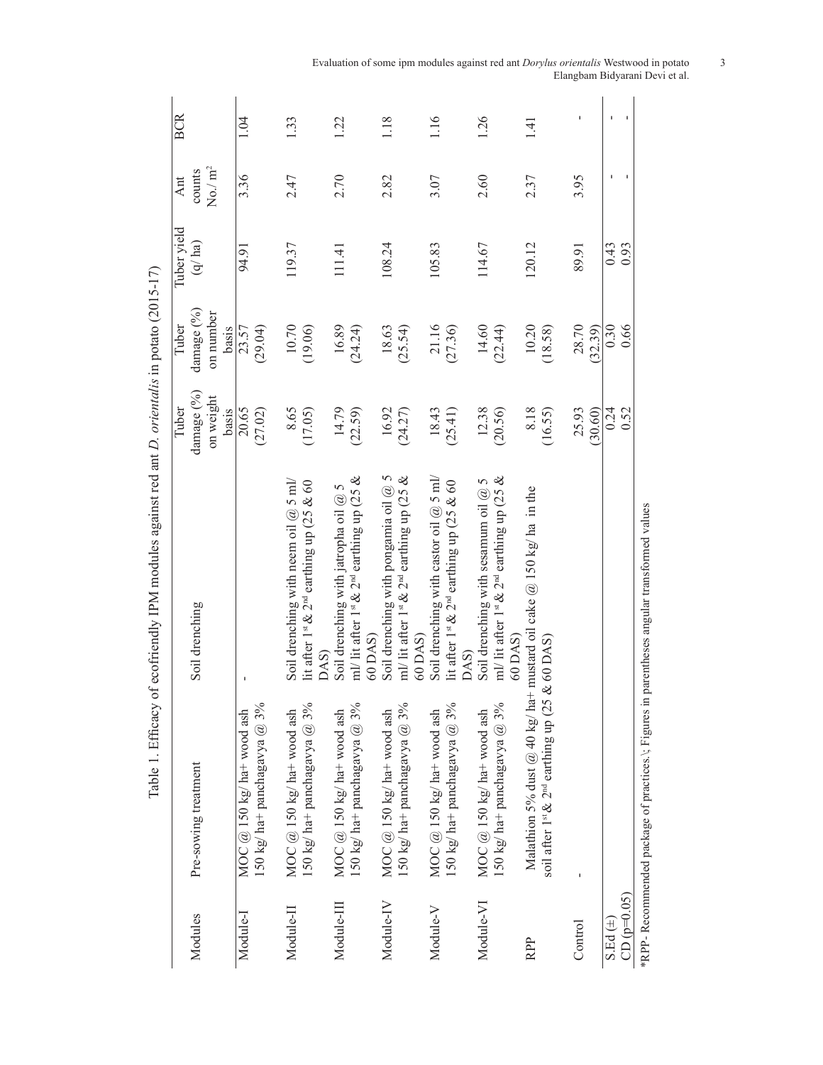Table 1. Efficacy of ecofriendly IPM modules against red ant *D. orientalis* in potato (2015-17)

| Modules | Pre-sowing treatment | Soil drenching | Tuber damage (%) on weight basis | Tuber damage (%) on number basis | Tuber yield (q/ ha) | Ant counts No./ $m^2$ | BCR |
|---|---|---|---|---|---|---|---|
| Module-I | MOC @ 150 kg/ ha+ wood ash 150 kg/ ha+ panchagavya @ 3% | - | 20.65 (27.02) | 23.57 (29.04) | 94.91 | 3.36 | 1.04 |
| Module-II | MOC @ 150 kg/ ha+ wood ash 150 kg/ ha+ panchagavya @ 3% | Soil drenching with neem oil @ 5 ml/ lit after 1st & 2nd earthing up (25 & 60 DAS) | 8.65 (17.05) | 10.70 (19.06) | 119.37 | 2.47 | 1.33 |
| Module-III | MOC @ 150 kg/ ha+ wood ash 150 kg/ ha+ panchagavya @ 3% | Soil drenching with jatropha oil @ 5 ml/ lit after 1st & 2nd earthing up (25 & 60 DAS) | 14.79 (22.59) | 16.89 (24.24) | 111.41 | 2.70 | 1.22 |
| Module-IV | MOC @ 150 kg/ ha+ wood ash 150 kg/ ha+ panchagavya @ 3% | Soil drenching with pongamia oil @ 5 ml/ lit after 1st & 2nd earthing up (25 & 60 DAS) | 16.92 (24.27) | 18.63 (25.54) | 108.24 | 2.82 | 1.18 |
| Module-V | MOC @ 150 kg/ ha+ wood ash 150 kg/ ha+ panchagavya @ 3% | Soil drenching with castor oil @ 5 ml/ lit after 1st & 2nd earthing up (25 & 60 DAS) | 18.43 (25.41) | 21.16 (27.36) | 105.83 | 3.07 | 1.16 |
| Module-VI | MOC @ 150 kg/ ha+ wood ash 150 kg/ ha+ panchagavya @ 3% | Soil drenching with sesamum oil @ 5 ml/ lit after 1st & 2nd earthing up (25 & 60 DAS) | 12.38 (20.56) | 14.60 (22.44) | 114.67 | 2.60 | 1.26 |
| RPP | Malathion 5% dust @ 40 kg/ ha+ mustard oil cake @ 150 kg/ ha in the soil after 1st & 2nd earthing up (25 & 60 DAS) | | 8.18 (16.55) | 10.20 (18.58) | 120.12 | 2.37 | 1.41 |
| Control | - | | 25.93 (30.60) | 28.70 (32.39) | 89.91 | 3.95 | - |
| S.Ed (±) | | | 0.24 | 0.30 | 0.43 | - | - |
| CD (p=0.05) | | | 0.52 | 0.66 | 0.93 | - | - |

*RPP- Recommended package of practices.\; Figures in parentheses angular transformed values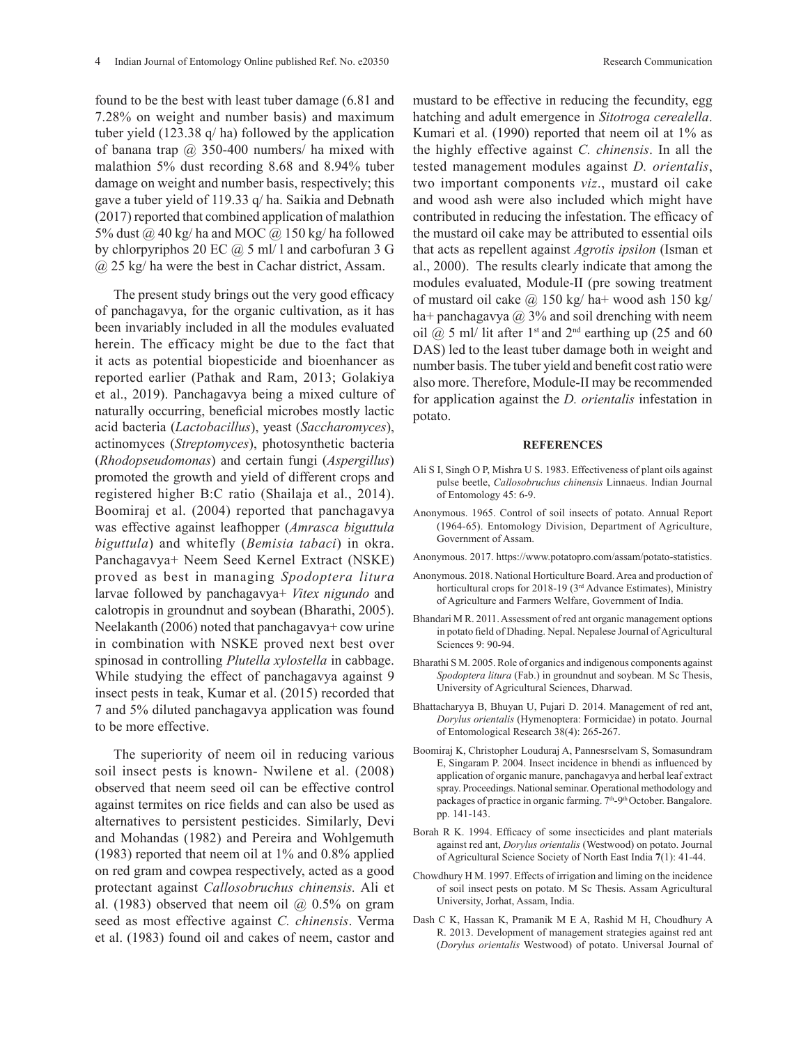found to be the best with least tuber damage (6.81 and 7.28% on weight and number basis) and maximum tuber yield (123.38 q/ ha) followed by the application of banana trap @ 350-400 numbers/ ha mixed with malathion 5% dust recording 8.68 and 8.94% tuber damage on weight and number basis, respectively; this gave a tuber yield of 119.33 q/ ha. Saikia and Debnath (2017) reported that combined application of malathion 5% dust @ 40 kg/ ha and MOC @ 150 kg/ ha followed by chlorpyriphos 20 EC @ 5 ml/ l and carbofuran 3 G @ 25 kg/ ha were the best in Cachar district, Assam.

The present study brings out the very good efficacy of panchagavya, for the organic cultivation, as it has been invariably included in all the modules evaluated herein. The efficacy might be due to the fact that it acts as potential biopesticide and bioenhancer as reported earlier (Pathak and Ram, 2013; Golakiya et al., 2019). Panchagavya being a mixed culture of naturally occurring, beneficial microbes mostly lactic acid bacteria (*Lactobacillus*), yeast (*Saccharomyces*), actinomyces (*Streptomyces*), photosynthetic bacteria (*Rhodopseudomonas*) and certain fungi (*Aspergillus*) promoted the growth and yield of different crops and registered higher B:C ratio (Shailaja et al., 2014). Boomiraj et al. (2004) reported that panchagavya was effective against leafhopper (*Amrasca biguttula biguttula*) and whitefly (*Bemisia tabaci*) in okra. Panchagavya+ Neem Seed Kernel Extract (NSKE) proved as best in managing *Spodoptera litura* larvae followed by panchagavya+ *Vitex nigundo* and calotropis in groundnut and soybean (Bharathi, 2005). Neelakanth (2006) noted that panchagavya+ cow urine in combination with NSKE proved next best over spinosad in controlling *Plutella xylostella* in cabbage. While studying the effect of panchagavya against 9 insect pests in teak, Kumar et al. (2015) recorded that 7 and 5% diluted panchagavya application was found to be more effective.

The superiority of neem oil in reducing various soil insect pests is known- Nwilene et al. (2008) observed that neem seed oil can be effective control against termites on rice fields and can also be used as alternatives to persistent pesticides. Similarly, Devi and Mohandas (1982) and Pereira and Wohlgemuth (1983) reported that neem oil at 1% and 0.8% applied on red gram and cowpea respectively, acted as a good protectant against *Callosobruchus chinensis.* Ali et al. (1983) observed that neem oil @ 0.5% on gram seed as most effective against *C. chinensis*. Verma et al. (1983) found oil and cakes of neem, castor and mustard to be effective in reducing the fecundity, egg hatching and adult emergence in *Sitotroga cerealella*. Kumari et al. (1990) reported that neem oil at 1% as the highly effective against *C. chinensis*. In all the tested management modules against *D. orientalis*, two important components *viz*., mustard oil cake and wood ash were also included which might have contributed in reducing the infestation. The efficacy of the mustard oil cake may be attributed to essential oils that acts as repellent against *Agrotis ipsilon* (Isman et al., 2000). The results clearly indicate that among the modules evaluated, Module-II (pre sowing treatment of mustard oil cake @ 150 kg/ ha+ wood ash 150 kg/ ha+ panchagavya @ 3% and soil drenching with neem oil @ 5 ml/ lit after 1st and 2nd earthing up (25 and 60 DAS) led to the least tuber damage both in weight and number basis. The tuber yield and benefit cost ratio were also more. Therefore, Module-II may be recommended for application against the *D. orientalis* infestation in potato.

## REFERENCES

Ali S I, Singh O P, Mishra U S. 1983. Effectiveness of plant oils against pulse beetle, *Callosobruchus chinensis* Linnaeus. Indian Journal of Entomology 45: 6-9.

Anonymous. 1965. Control of soil insects of potato. Annual Report (1964-65). Entomology Division, Department of Agriculture, Government of Assam.

Anonymous. 2017. https://www.potatopro.com/assam/potato-statistics.

Anonymous. 2018. National Horticulture Board. Area and production of horticultural crops for 2018-19 (3rd Advance Estimates), Ministry of Agriculture and Farmers Welfare, Government of India.

Bhandari M R. 2011. Assessment of red ant organic management options in potato field of Dhading. Nepal. Nepalese Journal of Agricultural Sciences 9: 90-94.

Bharathi S M. 2005. Role of organics and indigenous components against *Spodoptera litura* (Fab.) in groundnut and soybean. M Sc Thesis, University of Agricultural Sciences, Dharwad.

Bhattacharyya B, Bhuyan U, Pujari D. 2014. Management of red ant, *Dorylus orientalis* (Hymenoptera: Formicidae) in potato. Journal of Entomological Research 38(4): 265-267.

Boomiraj K, Christopher Louduraj A, Pannesrselvam S, Somasundram E, Singaram P. 2004. Insect incidence in bhendi as influenced by application of organic manure, panchagavya and herbal leaf extract spray. Proceedings. National seminar. Operational methodology and packages of practice in organic farming. 7th-9th October. Bangalore. pp. 141-143.

Borah R K. 1994. Efficacy of some insecticides and plant materials against red ant, *Dorylus orientalis* (Westwood) on potato. Journal of Agricultural Science Society of North East India **7**(1): 41-44.

Chowdhury H M. 1997. Effects of irrigation and liming on the incidence of soil insect pests on potato. M Sc Thesis. Assam Agricultural University, Jorhat, Assam, India.

Dash C K, Hassan K, Pramanik M E A, Rashid M H, Choudhury A R. 2013. Development of management strategies against red ant (*Dorylus orientalis* Westwood) of potato. Universal Journal of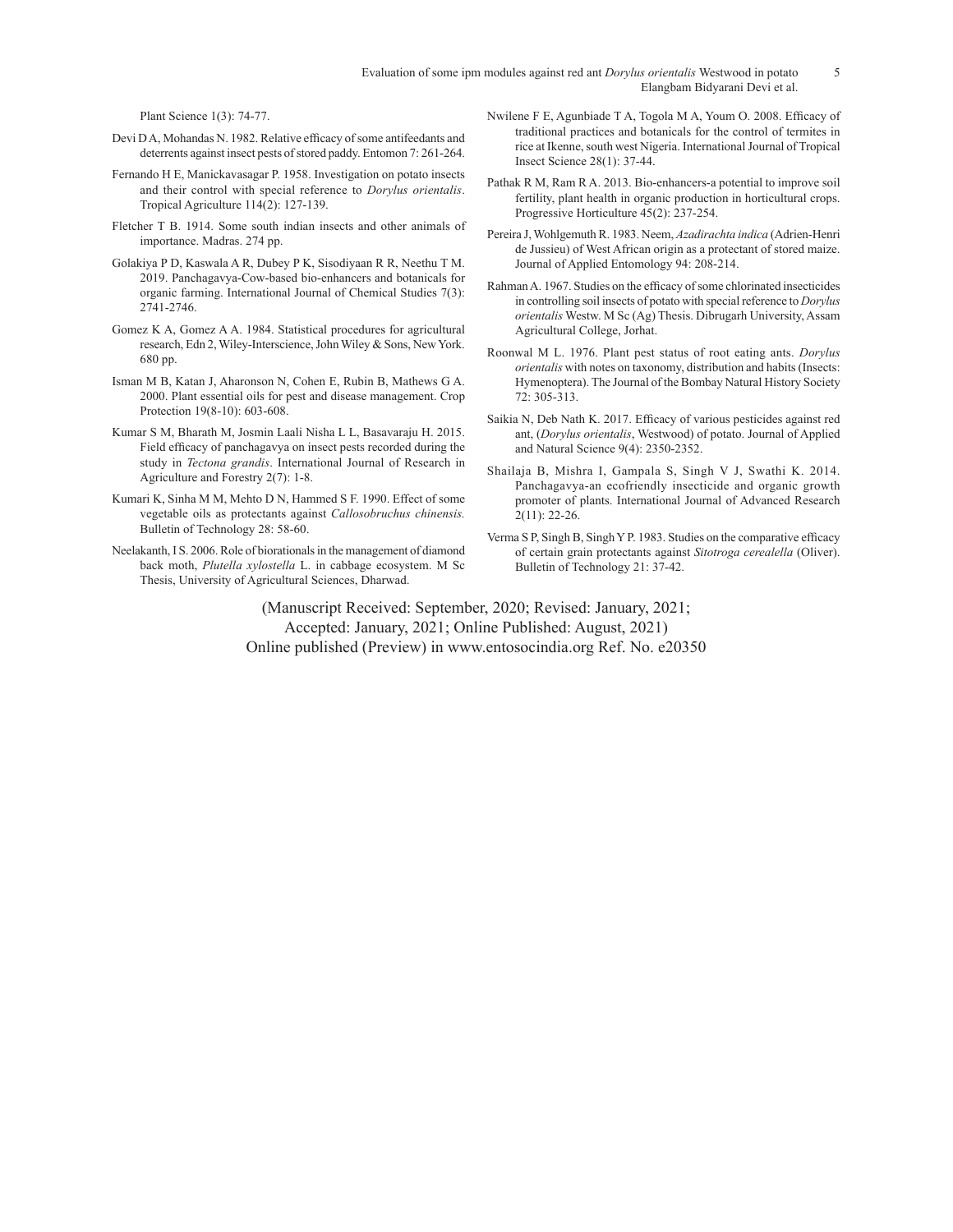Plant Science 1(3): 74-77.

Devi D A, Mohandas N. 1982. Relative efficacy of some antifeedants and deterrents against insect pests of stored paddy. Entomon 7: 261-264.

Fernando H E, Manickavasagar P. 1958. Investigation on potato insects and their control with special reference to *Dorylus orientalis*. Tropical Agriculture 114(2): 127-139.

Fletcher T B. 1914. Some south indian insects and other animals of importance. Madras. 274 pp.

Golakiya P D, Kaswala A R, Dubey P K, Sisodiyaan R R, Neethu T M. 2019. Panchagavya-Cow-based bio-enhancers and botanicals for organic farming. International Journal of Chemical Studies 7(3): 2741-2746.

Gomez K A, Gomez A A. 1984. Statistical procedures for agricultural research, Edn 2, Wiley-Interscience, John Wiley & Sons, New York. 680 pp.

Isman M B, Katan J, Aharonson N, Cohen E, Rubin B, Mathews G A. 2000. Plant essential oils for pest and disease management. Crop Protection 19(8-10): 603-608.

Kumar S M, Bharath M, Josmin Laali Nisha L L, Basavaraju H. 2015. Field efficacy of panchagavya on insect pests recorded during the study in *Tectona grandis*. International Journal of Research in Agriculture and Forestry 2(7): 1-8.

Kumari K, Sinha M M, Mehto D N, Hammed S F. 1990. Effect of some vegetable oils as protectants against *Callosobruchus chinensis.* Bulletin of Technology 28: 58-60.

Neelakanth, I S. 2006. Role of biorationals in the management of diamond back moth, *Plutella xylostella* L. in cabbage ecosystem. M Sc Thesis, University of Agricultural Sciences, Dharwad.

Nwilene F E, Agunbiade T A, Togola M A, Youm O. 2008. Efficacy of traditional practices and botanicals for the control of termites in rice at Ikenne, south west Nigeria. International Journal of Tropical Insect Science 28(1): 37-44.

Pathak R M, Ram R A. 2013. Bio-enhancers-a potential to improve soil fertility, plant health in organic production in horticultural crops. Progressive Horticulture 45(2): 237-254.

Pereira J, Wohlgemuth R. 1983. Neem, *Azadirachta indica* (Adrien-Henri de Jussieu) of West African origin as a protectant of stored maize. Journal of Applied Entomology 94: 208-214.

Rahman A. 1967. Studies on the efficacy of some chlorinated insecticides in controlling soil insects of potato with special reference to *Dorylus orientalis* Westw. M Sc (Ag) Thesis. Dibrugarh University, Assam Agricultural College, Jorhat.

Roonwal M L. 1976. Plant pest status of root eating ants. *Dorylus orientalis* with notes on taxonomy, distribution and habits (Insects: Hymenoptera). The Journal of the Bombay Natural History Society 72: 305-313.

Saikia N, Deb Nath K. 2017. Efficacy of various pesticides against red ant, (*Dorylus orientalis*, Westwood) of potato. Journal of Applied and Natural Science 9(4): 2350-2352.

Shailaja B, Mishra I, Gampala S, Singh V J, Swathi K. 2014. Panchagavya-an ecofriendly insecticide and organic growth promoter of plants. International Journal of Advanced Research 2(11): 22-26.

Verma S P, Singh B, Singh Y P. 1983. Studies on the comparative efficacy of certain grain protectants against *Sitotroga cerealella* (Oliver). Bulletin of Technology 21: 37-42.

(Manuscript Received: September, 2020; Revised: January, 2021; Accepted: January, 2021; Online Published: August, 2021)
Online published (Preview) in www.entosocindia.org Ref. No. e20350